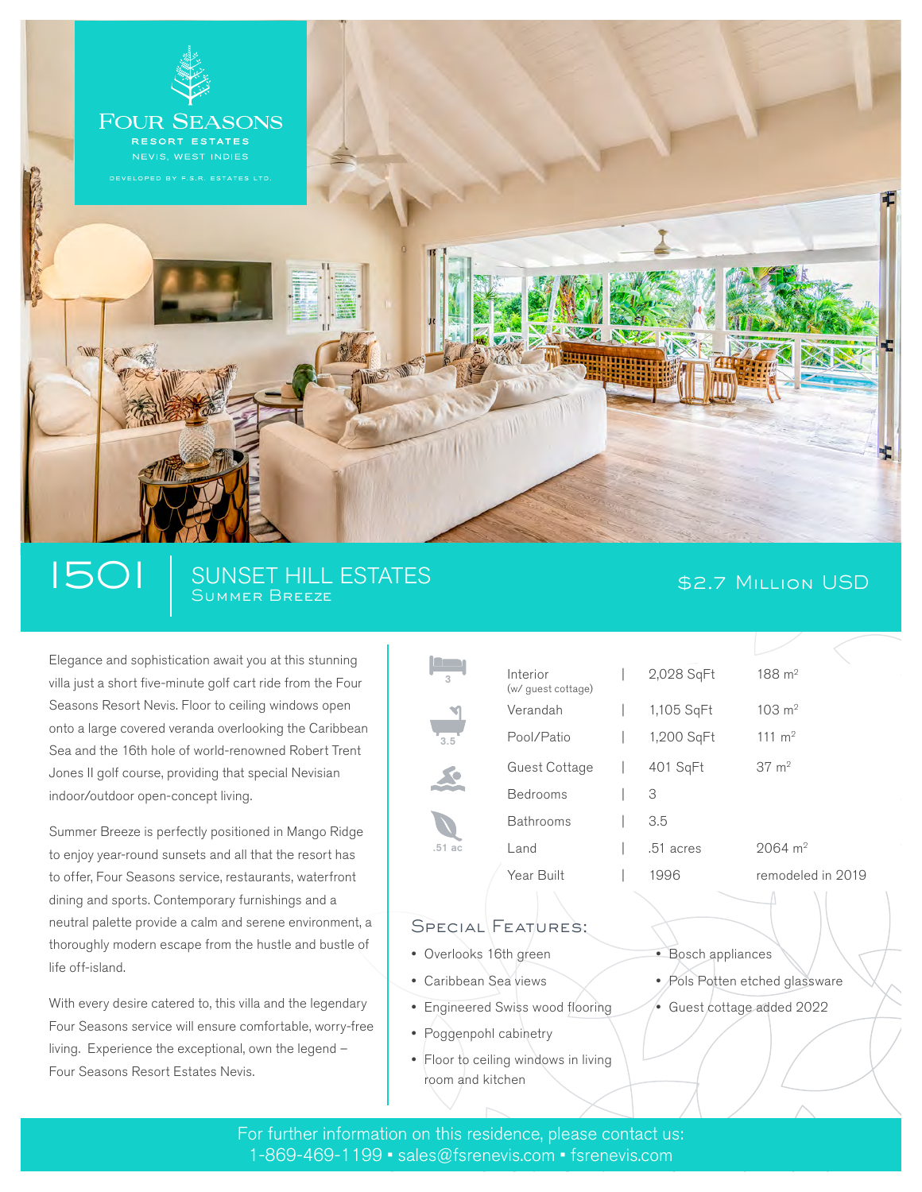FOUR SEASONS
RESORT ESTATES
NEVIS, WEST INDIES
DEVELOPED BY F.S.R. ESTATES LTD.

# 1501 | SUNSET HILL ESTATES

## Summer Breeze

## $2.7 Million USD

Elegance and sophistication await you at this stunning villa just a short five-minute golf cart ride from the Four Seasons Resort Nevis. Floor to ceiling windows open onto a large covered veranda overlooking the Caribbean Sea and the 16th hole of world-renowned Robert Trent Jones II golf course, providing that special Nevisian indoor/outdoor open-concept living.

Summer Breeze is perfectly positioned in Mango Ridge to enjoy year-round sunsets and all that the resort has to offer, Four Seasons service, restaurants, waterfront dining and sports. Contemporary furnishings and a neutral palette provide a calm and serene environment, a thoroughly modern escape from the hustle and bustle of life off-island.

With every desire catered to, this villa and the legendary Four Seasons service will ensure comfortable, worry-free living. Experience the exceptional, own the legend – Four Seasons Resort Estates Nevis.

3 | 3.5 | .51 ac

| | | |
|---|---|---|
| Interior (w/ guest cottage) | 2,028 SqFt | 188 m² |
| Verandah | 1,105 SqFt | 103 m² |
| Pool/Patio | 1,200 SqFt | 111 m² |
| Guest Cottage | 401 SqFt | 37 m² |
| Bedrooms | 3 | |
| Bathrooms | 3.5 | |
| Land | .51 acres | 2064 m² |
| Year Built | 1996 | remodeled in 2019 |

### Special Features:

- Overlooks 16th green
- Caribbean Sea views
- Engineered Swiss wood flooring
- Poggenpohl cabinetry
- Floor to ceiling windows in living room and kitchen
- Bosch appliances
- Pols Potten etched glassware
- Guest cottage added 2022

For further information on this residence, please contact us:
1-869-469-1199 ▪ sales@fsrenevis.com ▪ fsrenevis.com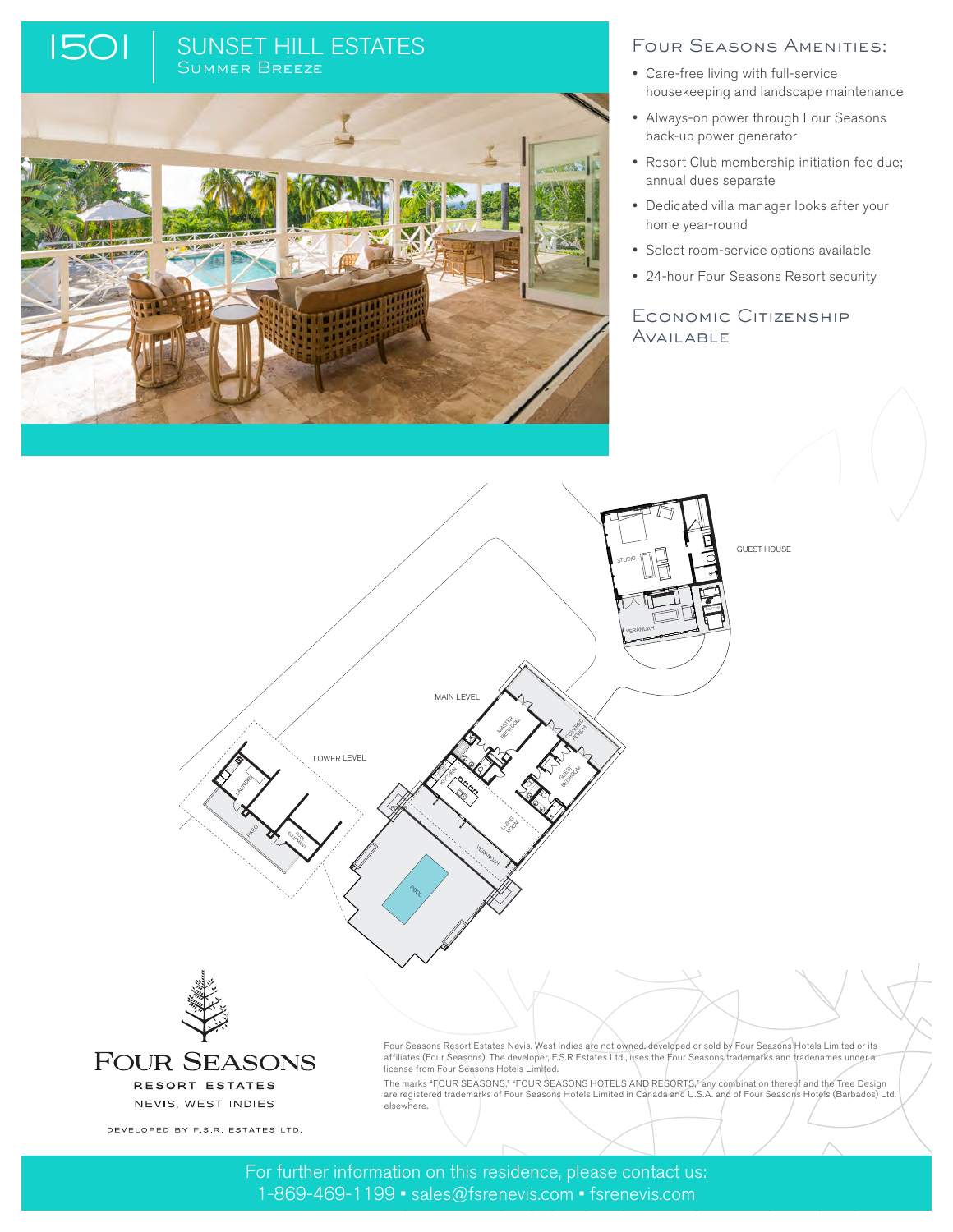# 1501 | SUNSET HILL ESTATES

## Summer Breeze

## Four Seasons Amenities:

- Care-free living with full-service housekeeping and landscape maintenance
- Always-on power through Four Seasons back-up power generator
- Resort Club membership initiation fee due; annual dues separate
- Dedicated villa manager looks after your home year-round
- Select room-service options available
- 24-hour Four Seasons Resort security

## Economic Citizenship Available

GUEST HOUSE

STUDIO

VERANDAH

MAIN LEVEL

MASTER BEDROOM

COVERED PORCH

KITCHEN

GUEST BEDROOM

LIVING ROOM

VERANDAH

POOL

LOWER LEVEL

LAUNDRY

PATIO

POOL EQUIPMENT

FOUR SEASONS

RESORT ESTATES

NEVIS, WEST INDIES

DEVELOPED BY F.S.R. ESTATES LTD.

Four Seasons Resort Estates Nevis, West Indies are not owned, developed or sold by Four Seasons Hotels Limited or its affiliates (Four Seasons). The developer, F.S.R Estates Ltd., uses the Four Seasons trademarks and tradenames under a license from Four Seasons Hotels Limited.

The marks "FOUR SEASONS," "FOUR SEASONS HOTELS AND RESORTS," any combination thereof and the Tree Design are registered trademarks of Four Seasons Hotels Limited in Canada and U.S.A. and of Four Seasons Hotels (Barbados) Ltd. elsewhere.

For further information on this residence, please contact us:
1-869-469-1199 ▪ sales@fsrenevis.com ▪ fsrenevis.com